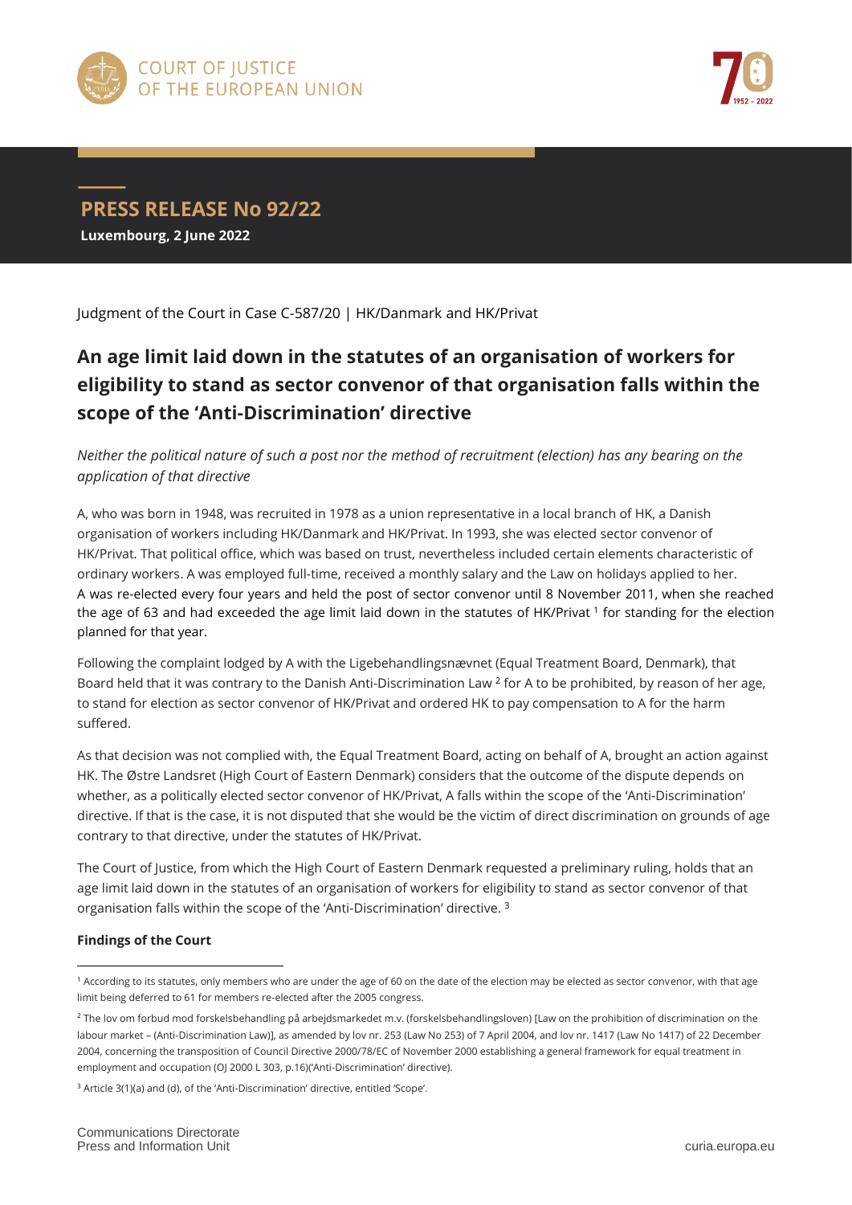# PRESS RELEASE No 92/22

**Luxembourg, 2 June 2022**

Judgment of the Court in Case C-587/20 | HK/Danmark and HK/Privat

## An age limit laid down in the statutes of an organisation of workers for eligibility to stand as sector convenor of that organisation falls within the scope of the 'Anti-Discrimination' directive

*Neither the political nature of such a post nor the method of recruitment (election) has any bearing on the application of that directive*

A, who was born in 1948, was recruited in 1978 as a union representative in a local branch of HK, a Danish organisation of workers including HK/Danmark and HK/Privat. In 1993, she was elected sector convenor of HK/Privat. That political office, which was based on trust, nevertheless included certain elements characteristic of ordinary workers. A was employed full-time, received a monthly salary and the Law on holidays applied to her. A was re-elected every four years and held the post of sector convenor until 8 November 2011, when she reached the age of 63 and had exceeded the age limit laid down in the statutes of HK/Privat [1] for standing for the election planned for that year.

Following the complaint lodged by A with the Ligebehandlingsnævnet (Equal Treatment Board, Denmark), that Board held that it was contrary to the Danish Anti-Discrimination Law [2] for A to be prohibited, by reason of her age, to stand for election as sector convenor of HK/Privat and ordered HK to pay compensation to A for the harm suffered.

As that decision was not complied with, the Equal Treatment Board, acting on behalf of A, brought an action against HK. The Østre Landsret (High Court of Eastern Denmark) considers that the outcome of the dispute depends on whether, as a politically elected sector convenor of HK/Privat, A falls within the scope of the 'Anti-Discrimination' directive. If that is the case, it is not disputed that she would be the victim of direct discrimination on grounds of age contrary to that directive, under the statutes of HK/Privat.

The Court of Justice, from which the High Court of Eastern Denmark requested a preliminary ruling, holds that an age limit laid down in the statutes of an organisation of workers for eligibility to stand as sector convenor of that organisation falls within the scope of the 'Anti-Discrimination' directive. [3]

**Findings of the Court**

---

[1] According to its statutes, only members who are under the age of 60 on the date of the election may be elected as sector convenor, with that age limit being deferred to 61 for members re-elected after the 2005 congress.

[2] The lov om forbud mod forskelsbehandling på arbejdsmarkedet m.v. (forskelsbehandlingsloven) [Law on the prohibition of discrimination on the labour market – (Anti-Discrimination Law)], as amended by lov nr. 253 (Law No 253) of 7 April 2004, and lov nr. 1417 (Law No 1417) of 22 December 2004, concerning the transposition of Council Directive 2000/78/EC of November 2000 establishing a general framework for equal treatment in employment and occupation (OJ 2000 L 303, p.16)('Anti-Discrimination' directive).

[3] Article 3(1)(a) and (d), of the 'Anti-Discrimination' directive, entitled 'Scope'.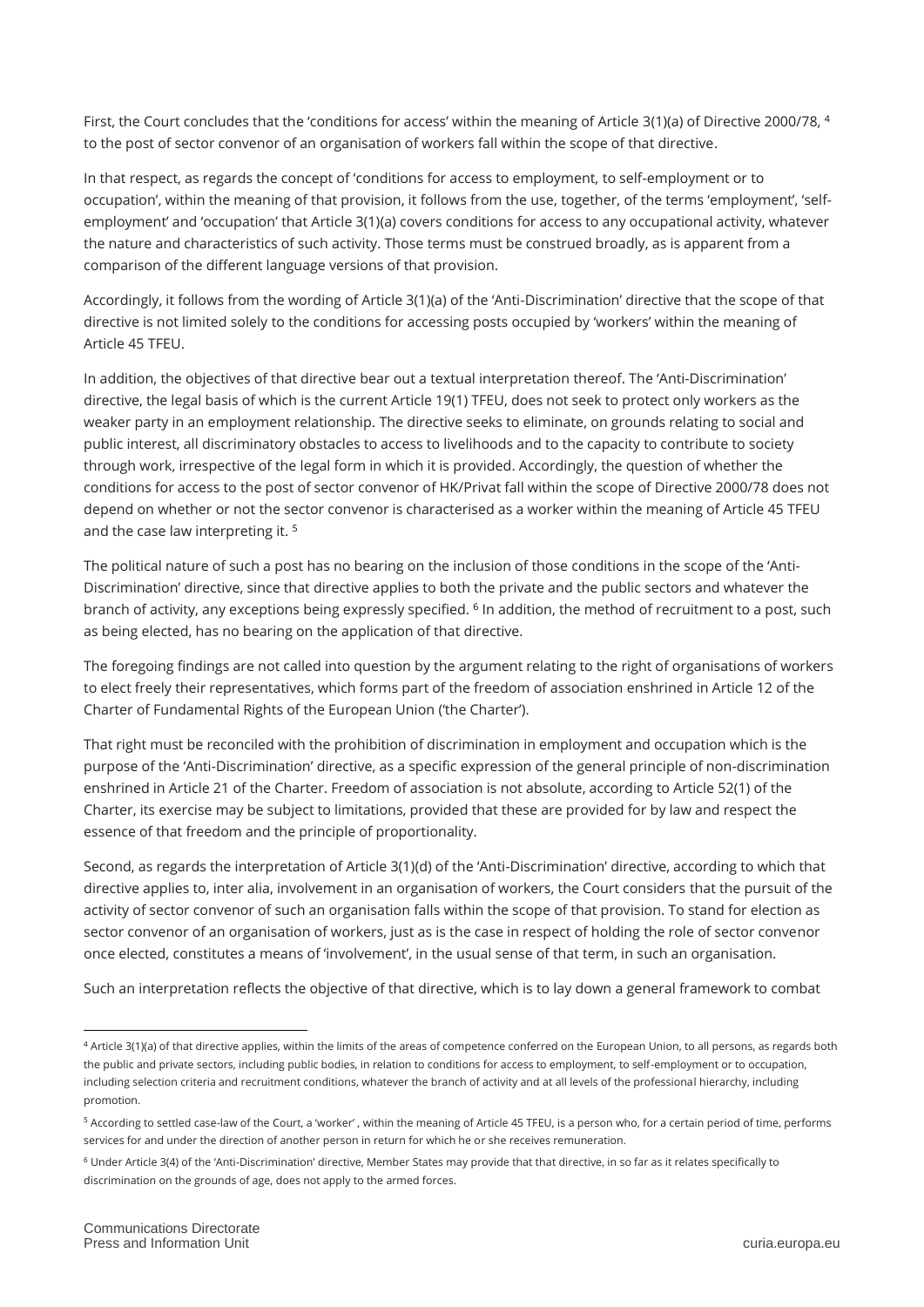First, the Court concludes that the 'conditions for access' within the meaning of Article 3(1)(a) of Directive 2000/78, [4] to the post of sector convenor of an organisation of workers fall within the scope of that directive.

In that respect, as regards the concept of 'conditions for access to employment, to self-employment or to occupation', within the meaning of that provision, it follows from the use, together, of the terms 'employment', 'self-employment' and 'occupation' that Article 3(1)(a) covers conditions for access to any occupational activity, whatever the nature and characteristics of such activity. Those terms must be construed broadly, as is apparent from a comparison of the different language versions of that provision.

Accordingly, it follows from the wording of Article 3(1)(a) of the 'Anti-Discrimination' directive that the scope of that directive is not limited solely to the conditions for accessing posts occupied by 'workers' within the meaning of Article 45 TFEU.

In addition, the objectives of that directive bear out a textual interpretation thereof. The 'Anti-Discrimination' directive, the legal basis of which is the current Article 19(1) TFEU, does not seek to protect only workers as the weaker party in an employment relationship. The directive seeks to eliminate, on grounds relating to social and public interest, all discriminatory obstacles to access to livelihoods and to the capacity to contribute to society through work, irrespective of the legal form in which it is provided. Accordingly, the question of whether the conditions for access to the post of sector convenor of HK/Privat fall within the scope of Directive 2000/78 does not depend on whether or not the sector convenor is characterised as a worker within the meaning of Article 45 TFEU and the case law interpreting it. [5]

The political nature of such a post has no bearing on the inclusion of those conditions in the scope of the 'Anti-Discrimination' directive, since that directive applies to both the private and the public sectors and whatever the branch of activity, any exceptions being expressly specified. [6] In addition, the method of recruitment to a post, such as being elected, has no bearing on the application of that directive.

The foregoing findings are not called into question by the argument relating to the right of organisations of workers to elect freely their representatives, which forms part of the freedom of association enshrined in Article 12 of the Charter of Fundamental Rights of the European Union ('the Charter').

That right must be reconciled with the prohibition of discrimination in employment and occupation which is the purpose of the 'Anti-Discrimination' directive, as a specific expression of the general principle of non-discrimination enshrined in Article 21 of the Charter. Freedom of association is not absolute, according to Article 52(1) of the Charter, its exercise may be subject to limitations, provided that these are provided for by law and respect the essence of that freedom and the principle of proportionality.

Second, as regards the interpretation of Article 3(1)(d) of the 'Anti-Discrimination' directive, according to which that directive applies to, inter alia, involvement in an organisation of workers, the Court considers that the pursuit of the activity of sector convenor of such an organisation falls within the scope of that provision. To stand for election as sector convenor of an organisation of workers, just as is the case in respect of holding the role of sector convenor once elected, constitutes a means of 'involvement', in the usual sense of that term, in such an organisation.

Such an interpretation reflects the objective of that directive, which is to lay down a general framework to combat

---

[4] Article 3(1)(a) of that directive applies, within the limits of the areas of competence conferred on the European Union, to all persons, as regards both the public and private sectors, including public bodies, in relation to conditions for access to employment, to self-employment or to occupation, including selection criteria and recruitment conditions, whatever the branch of activity and at all levels of the professional hierarchy, including promotion.

[5] According to settled case-law of the Court, a 'worker' , within the meaning of Article 45 TFEU, is a person who, for a certain period of time, performs services for and under the direction of another person in return for which he or she receives remuneration.

[6] Under Article 3(4) of the 'Anti-Discrimination' directive, Member States may provide that that directive, in so far as it relates specifically to discrimination on the grounds of age, does not apply to the armed forces.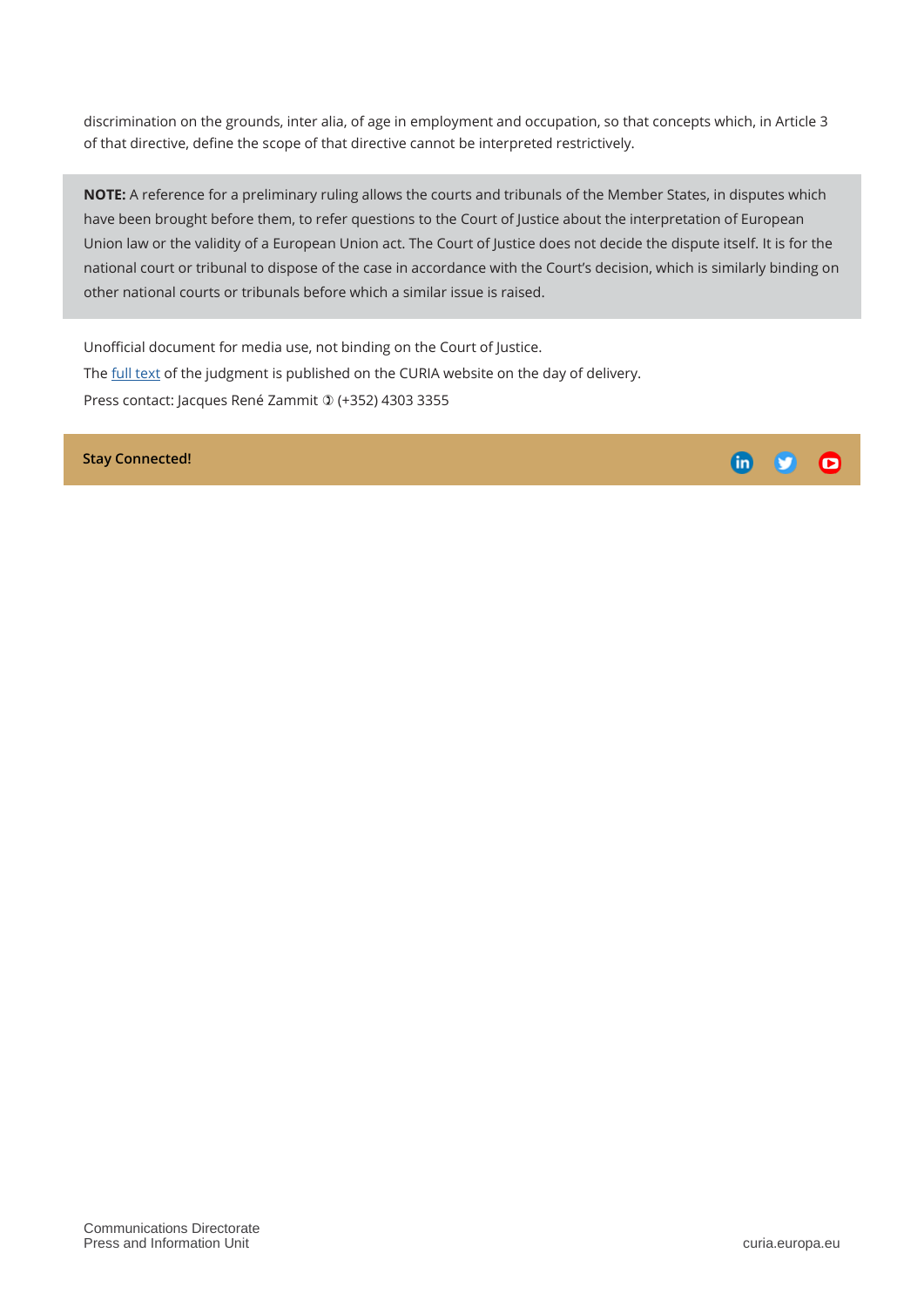discrimination on the grounds, inter alia, of age in employment and occupation, so that concepts which, in Article 3 of that directive, define the scope of that directive cannot be interpreted restrictively.

**NOTE:** A reference for a preliminary ruling allows the courts and tribunals of the Member States, in disputes which have been brought before them, to refer questions to the Court of Justice about the interpretation of European Union law or the validity of a European Union act. The Court of Justice does not decide the dispute itself. It is for the national court or tribunal to dispose of the case in accordance with the Court's decision, which is similarly binding on other national courts or tribunals before which a similar issue is raised.

Unofficial document for media use, not binding on the Court of Justice.

The full text of the judgment is published on the CURIA website on the day of delivery.

Press contact: Jacques René Zammit ✆ (+352) 4303 3355

**Stay Connected!**

Communications Directorate
Press and Information Unit

curia.europa.eu